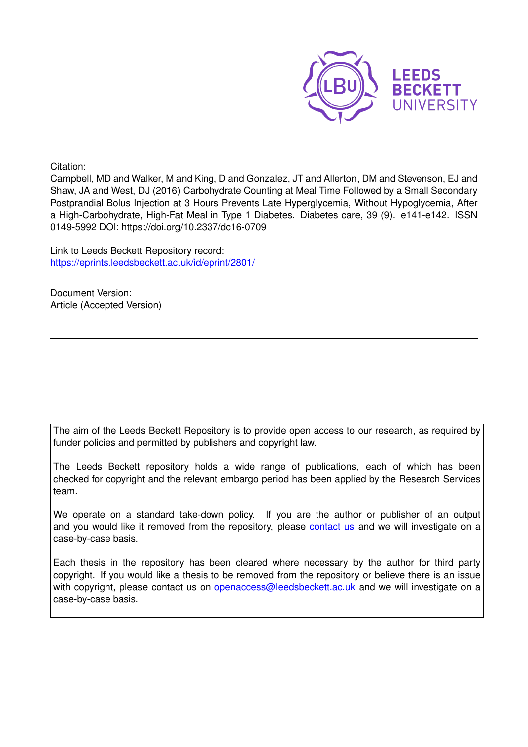Citation:

Campbell, MD and Walker, M and King, D and Gonzalez, JT and Allerton, DM and Stevenson, EJ and Shaw, JA and West, DJ (2016) Carbohydrate Counting at Meal Time Followed by a Small Secondary Postprandial Bolus Injection at 3 Hours Prevents Late Hyperglycemia, Without Hypoglycemia, After a High-Carbohydrate, High-Fat Meal in Type 1 Diabetes. Diabetes care, 39 (9). e141-e142. ISSN 0149-5992 DOI: https://doi.org/10.2337/dc16-0709

Link to Leeds Beckett Repository record:
https://eprints.leedsbeckett.ac.uk/id/eprint/2801/

Document Version:
Article (Accepted Version)

---

The aim of the Leeds Beckett Repository is to provide open access to our research, as required by funder policies and permitted by publishers and copyright law.

The Leeds Beckett repository holds a wide range of publications, each of which has been checked for copyright and the relevant embargo period has been applied by the Research Services team.

We operate on a standard take-down policy. If you are the author or publisher of an output and you would like it removed from the repository, please contact us and we will investigate on a case-by-case basis.

Each thesis in the repository has been cleared where necessary by the author for third party copyright. If you would like a thesis to be removed from the repository or believe there is an issue with copyright, please contact us on openaccess@leedsbeckett.ac.uk and we will investigate on a case-by-case basis.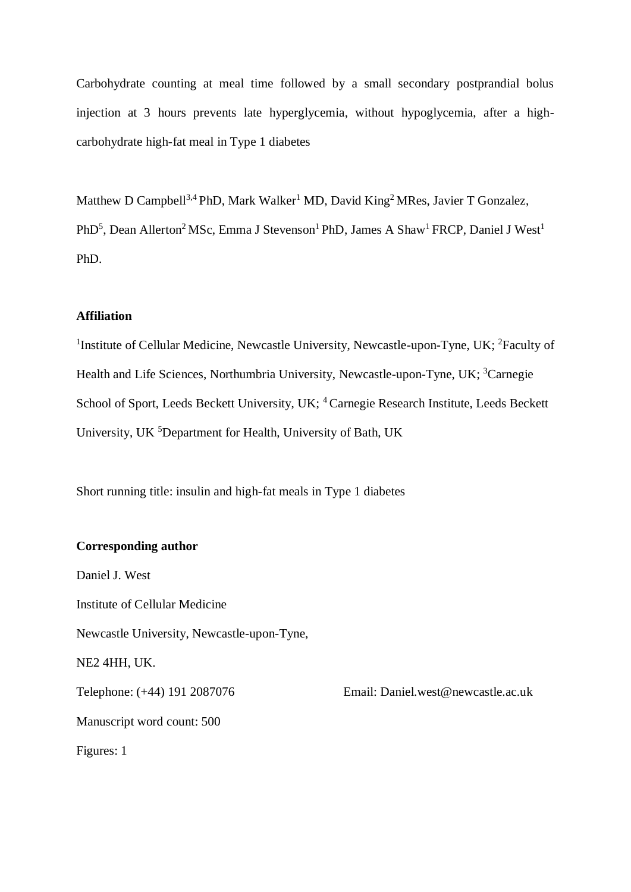Carbohydrate counting at meal time followed by a small secondary postprandial bolus injection at 3 hours prevents late hyperglycemia, without hypoglycemia, after a high-carbohydrate high-fat meal in Type 1 diabetes

Matthew D Campbell[3,4] PhD, Mark Walker[1] MD, David King[2] MRes, Javier T Gonzalez, PhD[5], Dean Allerton[2] MSc, Emma J Stevenson[1] PhD, James A Shaw[1] FRCP, Daniel J West[1] PhD.

**Affiliation**

[1]Institute of Cellular Medicine, Newcastle University, Newcastle-upon-Tyne, UK; [2]Faculty of Health and Life Sciences, Northumbria University, Newcastle-upon-Tyne, UK; [3]Carnegie School of Sport, Leeds Beckett University, UK; [4] Carnegie Research Institute, Leeds Beckett University, UK [5]Department for Health, University of Bath, UK

Short running title: insulin and high-fat meals in Type 1 diabetes

**Corresponding author**

Daniel J. West

Institute of Cellular Medicine

Newcastle University, Newcastle-upon-Tyne,

NE2 4HH, UK.

Telephone: (+44) 191 2087076 Email: Daniel.west@newcastle.ac.uk

Manuscript word count: 500

Figures: 1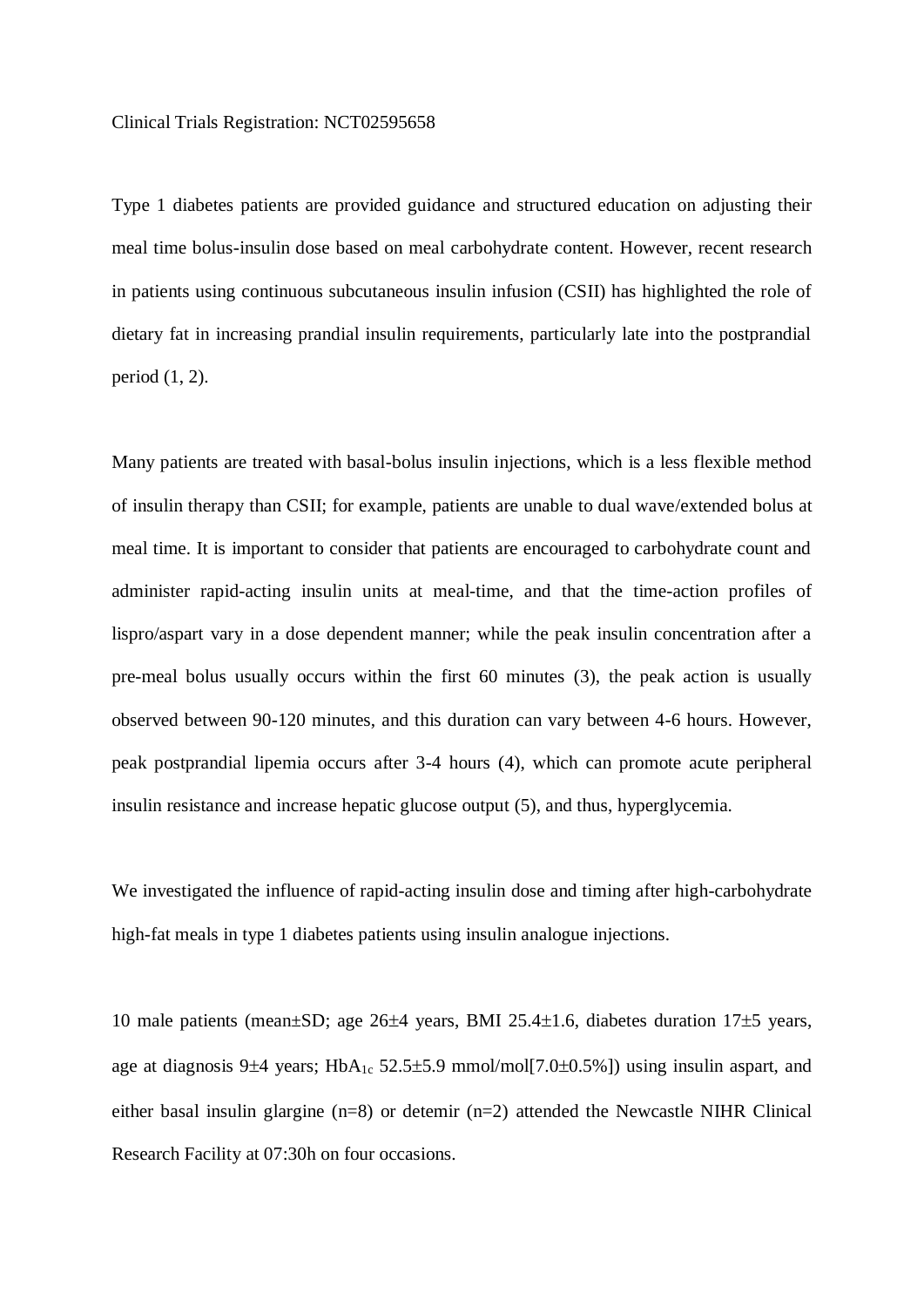Clinical Trials Registration: NCT02595658

Type 1 diabetes patients are provided guidance and structured education on adjusting their meal time bolus-insulin dose based on meal carbohydrate content. However, recent research in patients using continuous subcutaneous insulin infusion (CSII) has highlighted the role of dietary fat in increasing prandial insulin requirements, particularly late into the postprandial period (1, 2).

Many patients are treated with basal-bolus insulin injections, which is a less flexible method of insulin therapy than CSII; for example, patients are unable to dual wave/extended bolus at meal time. It is important to consider that patients are encouraged to carbohydrate count and administer rapid-acting insulin units at meal-time, and that the time-action profiles of lispro/aspart vary in a dose dependent manner; while the peak insulin concentration after a pre-meal bolus usually occurs within the first 60 minutes (3), the peak action is usually observed between 90-120 minutes, and this duration can vary between 4-6 hours. However, peak postprandial lipemia occurs after 3-4 hours (4), which can promote acute peripheral insulin resistance and increase hepatic glucose output (5), and thus, hyperglycemia.

We investigated the influence of rapid-acting insulin dose and timing after high-carbohydrate high-fat meals in type 1 diabetes patients using insulin analogue injections.

10 male patients (mean±SD; age 26±4 years, BMI 25.4±1.6, diabetes duration 17±5 years, age at diagnosis 9±4 years; $HbA_{1c}$ 52.5±5.9 mmol/mol[7.0±0.5%]) using insulin aspart, and either basal insulin glargine (n=8) or detemir (n=2) attended the Newcastle NIHR Clinical Research Facility at 07:30h on four occasions.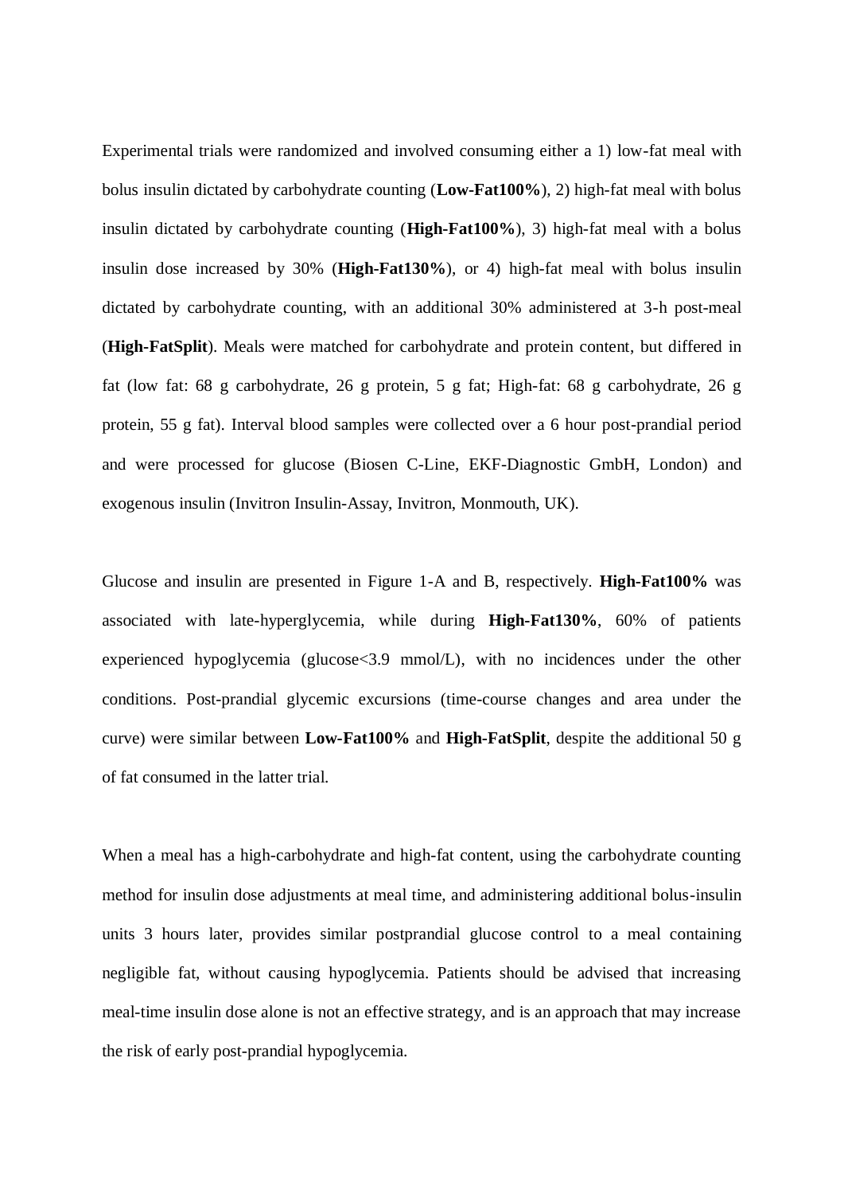Experimental trials were randomized and involved consuming either a 1) low-fat meal with bolus insulin dictated by carbohydrate counting (**Low-Fat100%**), 2) high-fat meal with bolus insulin dictated by carbohydrate counting (**High-Fat100%**), 3) high-fat meal with a bolus insulin dose increased by 30% (**High-Fat130%**), or 4) high-fat meal with bolus insulin dictated by carbohydrate counting, with an additional 30% administered at 3-h post-meal (**High-FatSplit**). Meals were matched for carbohydrate and protein content, but differed in fat (low fat: 68 g carbohydrate, 26 g protein, 5 g fat; High-fat: 68 g carbohydrate, 26 g protein, 55 g fat). Interval blood samples were collected over a 6 hour post-prandial period and were processed for glucose (Biosen C-Line, EKF-Diagnostic GmbH, London) and exogenous insulin (Invitron Insulin-Assay, Invitron, Monmouth, UK).

Glucose and insulin are presented in Figure 1-A and B, respectively. **High-Fat100%** was associated with late-hyperglycemia, while during **High-Fat130%**, 60% of patients experienced hypoglycemia (glucose<3.9 mmol/L), with no incidences under the other conditions. Post-prandial glycemic excursions (time-course changes and area under the curve) were similar between **Low-Fat100%** and **High-FatSplit**, despite the additional 50 g of fat consumed in the latter trial.

When a meal has a high-carbohydrate and high-fat content, using the carbohydrate counting method for insulin dose adjustments at meal time, and administering additional bolus-insulin units 3 hours later, provides similar postprandial glucose control to a meal containing negligible fat, without causing hypoglycemia. Patients should be advised that increasing meal-time insulin dose alone is not an effective strategy, and is an approach that may increase the risk of early post-prandial hypoglycemia.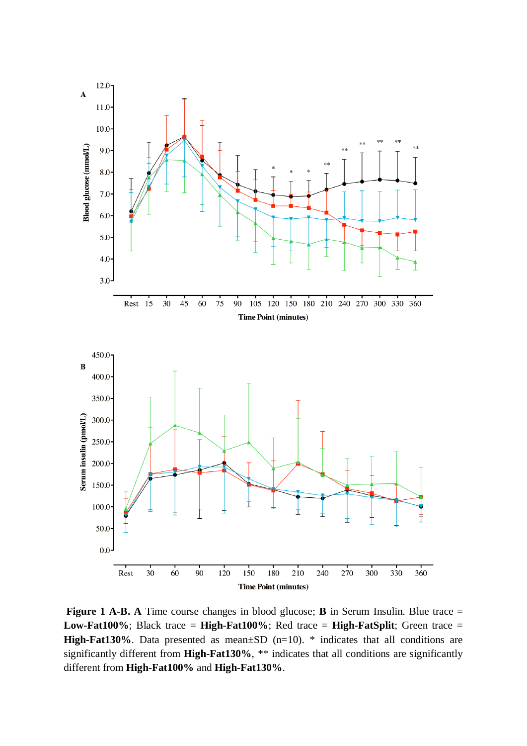**Figure 1 A-B. A** Time course changes in blood glucose; **B** in Serum Insulin. Blue trace = **Low-Fat100%**; Black trace = **High-Fat100%**; Red trace = **High-FatSplit**; Green trace = **High-Fat130%**. Data presented as mean±SD (n=10). * indicates that all conditions are significantly different from **High-Fat130%**, ** indicates that all conditions are significantly different from **High-Fat100%** and **High-Fat130%**.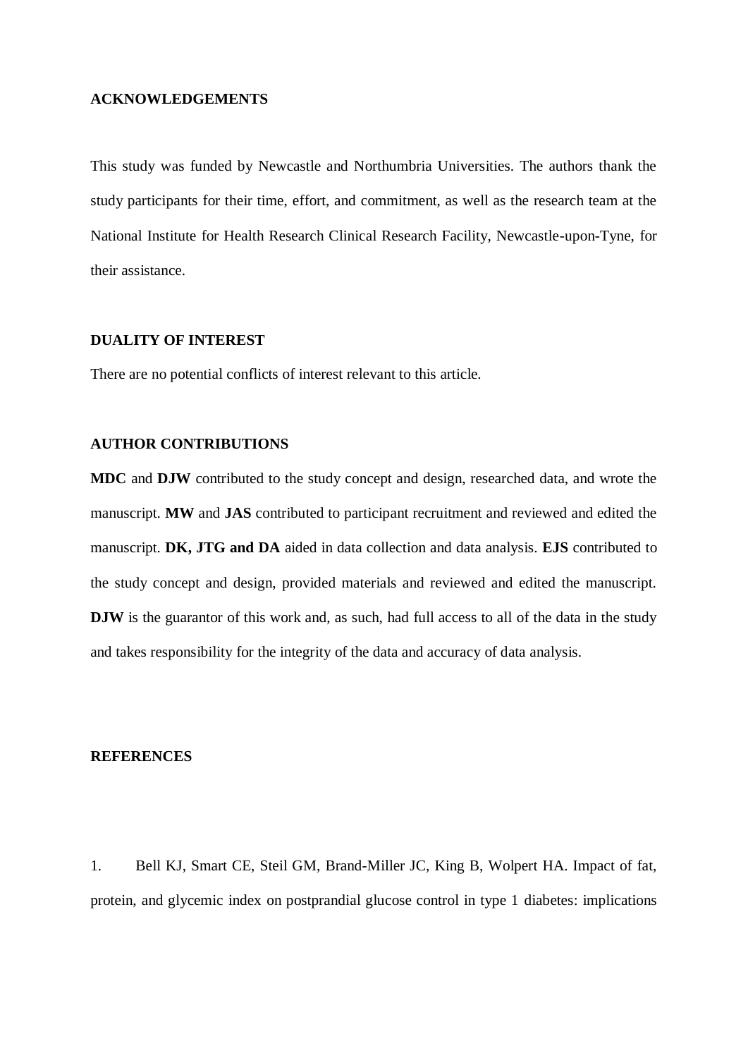## ACKNOWLEDGEMENTS

This study was funded by Newcastle and Northumbria Universities. The authors thank the study participants for their time, effort, and commitment, as well as the research team at the National Institute for Health Research Clinical Research Facility, Newcastle-upon-Tyne, for their assistance.

## DUALITY OF INTEREST

There are no potential conflicts of interest relevant to this article.

## AUTHOR CONTRIBUTIONS

**MDC** and **DJW** contributed to the study concept and design, researched data, and wrote the manuscript. **MW** and **JAS** contributed to participant recruitment and reviewed and edited the manuscript. **DK, JTG and DA** aided in data collection and data analysis. **EJS** contributed to the study concept and design, provided materials and reviewed and edited the manuscript. **DJW** is the guarantor of this work and, as such, had full access to all of the data in the study and takes responsibility for the integrity of the data and accuracy of data analysis.

## REFERENCES

1. Bell KJ, Smart CE, Steil GM, Brand-Miller JC, King B, Wolpert HA. Impact of fat, protein, and glycemic index on postprandial glucose control in type 1 diabetes: implications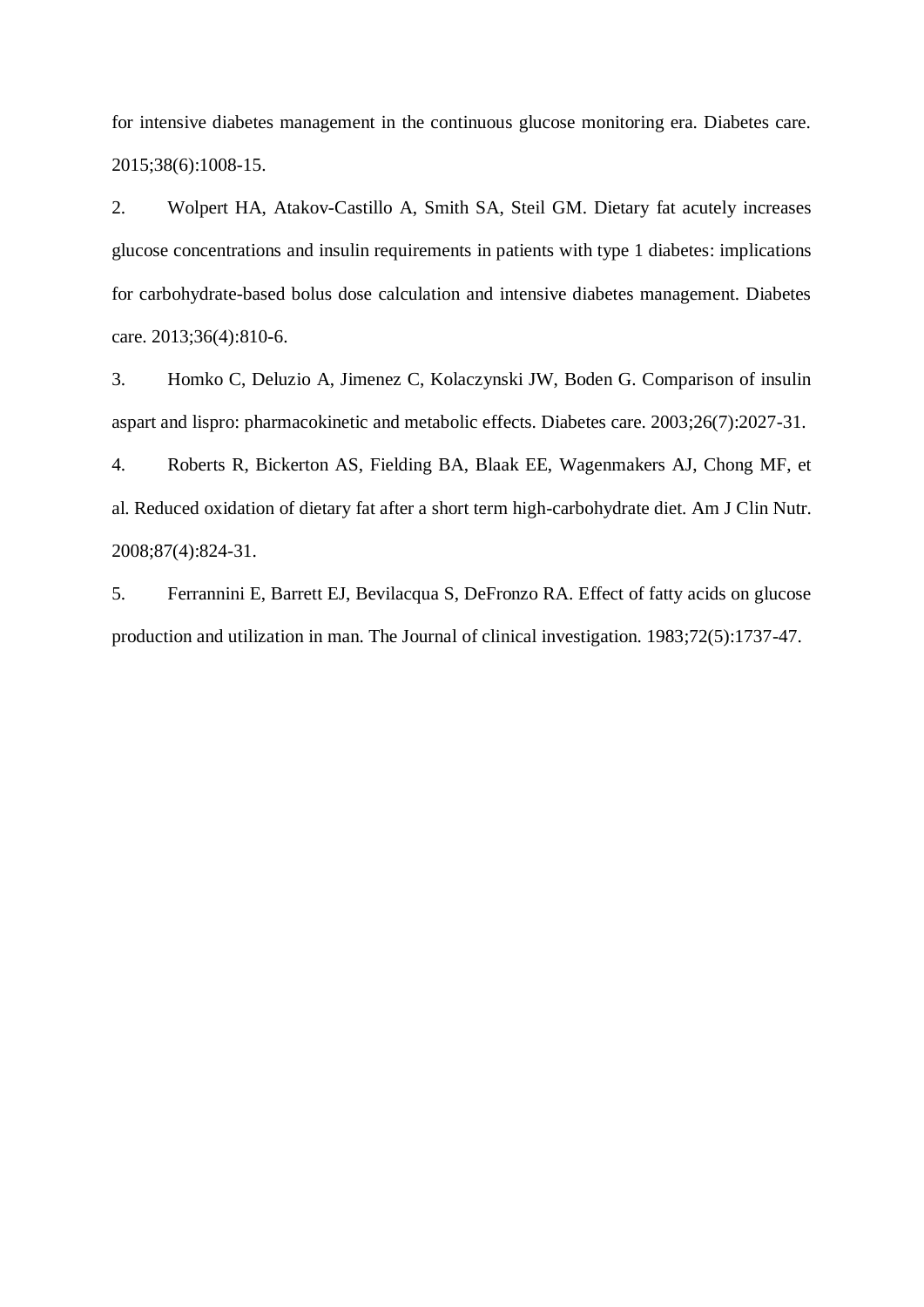for intensive diabetes management in the continuous glucose monitoring era. Diabetes care. 2015;38(6):1008-15.

2. Wolpert HA, Atakov-Castillo A, Smith SA, Steil GM. Dietary fat acutely increases glucose concentrations and insulin requirements in patients with type 1 diabetes: implications for carbohydrate-based bolus dose calculation and intensive diabetes management. Diabetes care. 2013;36(4):810-6.

3. Homko C, Deluzio A, Jimenez C, Kolaczynski JW, Boden G. Comparison of insulin aspart and lispro: pharmacokinetic and metabolic effects. Diabetes care. 2003;26(7):2027-31.

4. Roberts R, Bickerton AS, Fielding BA, Blaak EE, Wagenmakers AJ, Chong MF, et al. Reduced oxidation of dietary fat after a short term high-carbohydrate diet. Am J Clin Nutr. 2008;87(4):824-31.

5. Ferrannini E, Barrett EJ, Bevilacqua S, DeFronzo RA. Effect of fatty acids on glucose production and utilization in man. The Journal of clinical investigation. 1983;72(5):1737-47.